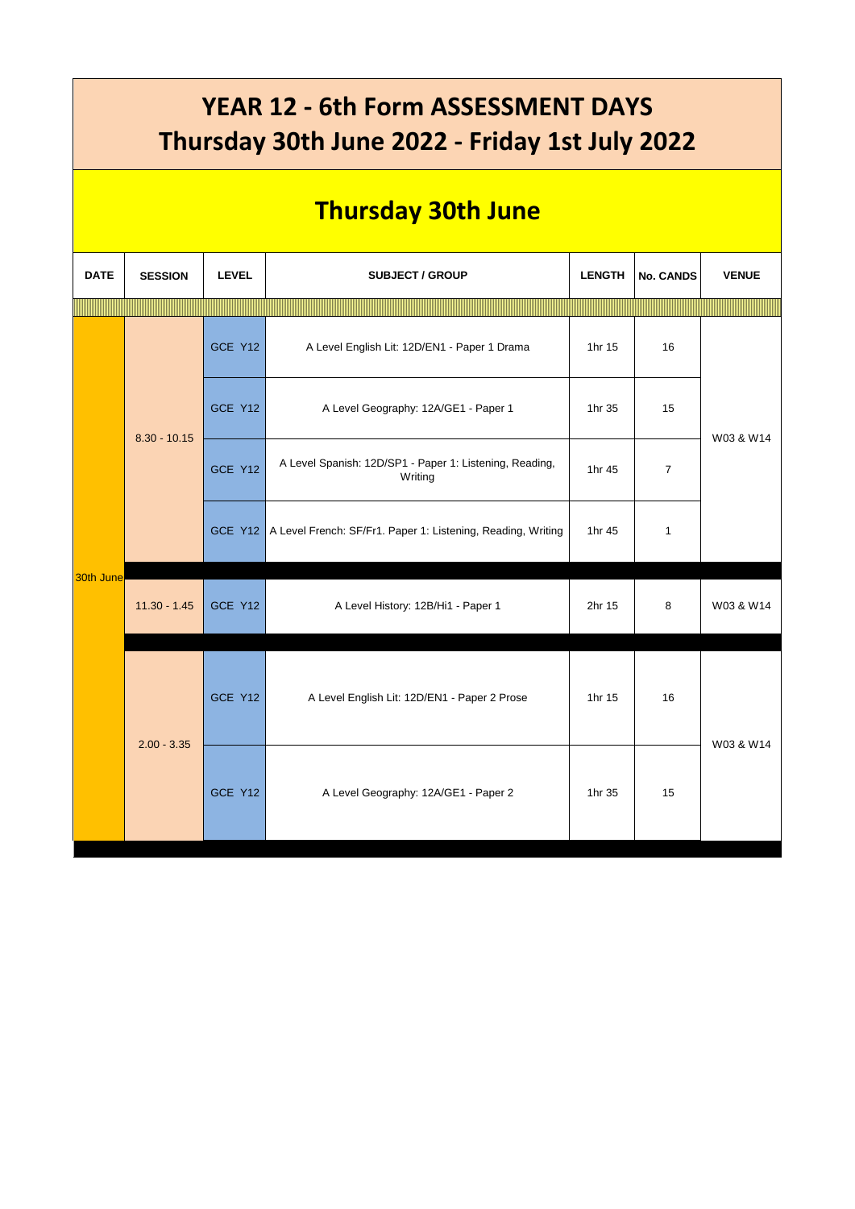# YEAR 12 - 6th Form ASSESSMENT DAYS
# Thursday 30th June 2022 - Friday 1st July 2022

## Thursday 30th June

| DATE | SESSION | LEVEL | SUBJECT / GROUP | LENGTH | No. CANDS | VENUE |
|---|---|---|---|---|---|---|
| 30th June | 8.30 - 10.15 | GCE Y12 | A Level English Lit: 12D/EN1 - Paper 1 Drama | 1hr 15 | 16 | W03 & W14 |
| | | GCE Y12 | A Level Geography: 12A/GE1 - Paper 1 | 1hr 35 | 15 | |
| | | GCE Y12 | A Level Spanish: 12D/SP1 - Paper 1: Listening, Reading, Writing | 1hr 45 | 7 | |
| | | GCE Y12 | A Level French: SF/Fr1. Paper 1: Listening, Reading, Writing | 1hr 45 | 1 | |
| | 11.30 - 1.45 | GCE Y12 | A Level History: 12B/Hi1 - Paper 1 | 2hr 15 | 8 | W03 & W14 |
| | 2.00 - 3.35 | GCE Y12 | A Level English Lit: 12D/EN1 - Paper 2 Prose | 1hr 15 | 16 | W03 & W14 |
| | | GCE Y12 | A Level Geography: 12A/GE1 - Paper 2 | 1hr 35 | 15 | |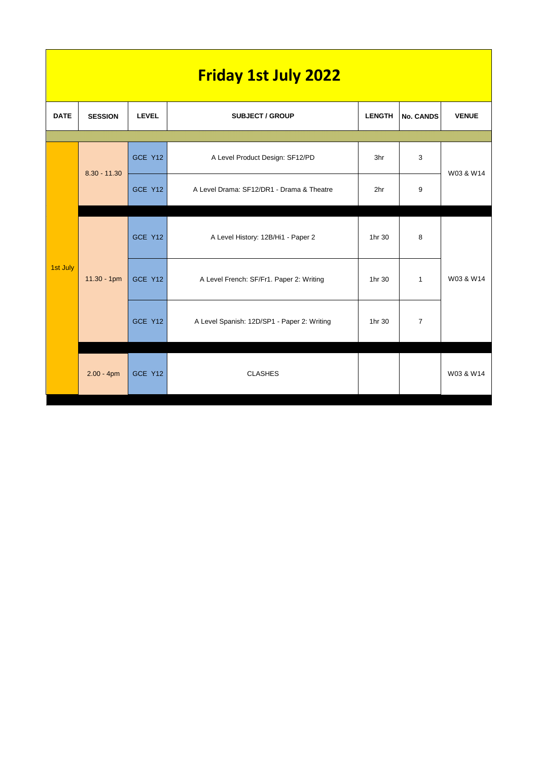# Friday 1st July 2022

| DATE | SESSION | LEVEL | SUBJECT / GROUP | LENGTH | No. CANDS | VENUE |
|---|---|---|---|---|---|---|
| 1st July | 8.30 - 11.30 | GCE Y12 | A Level Product Design: SF12/PD | 3hr | 3 | W03 & W14 |
| | | GCE Y12 | A Level Drama: SF12/DR1 - Drama & Theatre | 2hr | 9 | |
| | 11.30 - 1pm | GCE Y12 | A Level History: 12B/Hi1 - Paper 2 | 1hr 30 | 8 | W03 & W14 |
| | | GCE Y12 | A Level French: SF/Fr1. Paper 2: Writing | 1hr 30 | 1 | |
| | | GCE Y12 | A Level Spanish: 12D/SP1 - Paper 2: Writing | 1hr 30 | 7 | |
| | 2.00 - 4pm | GCE Y12 | CLASHES | | | W03 & W14 |